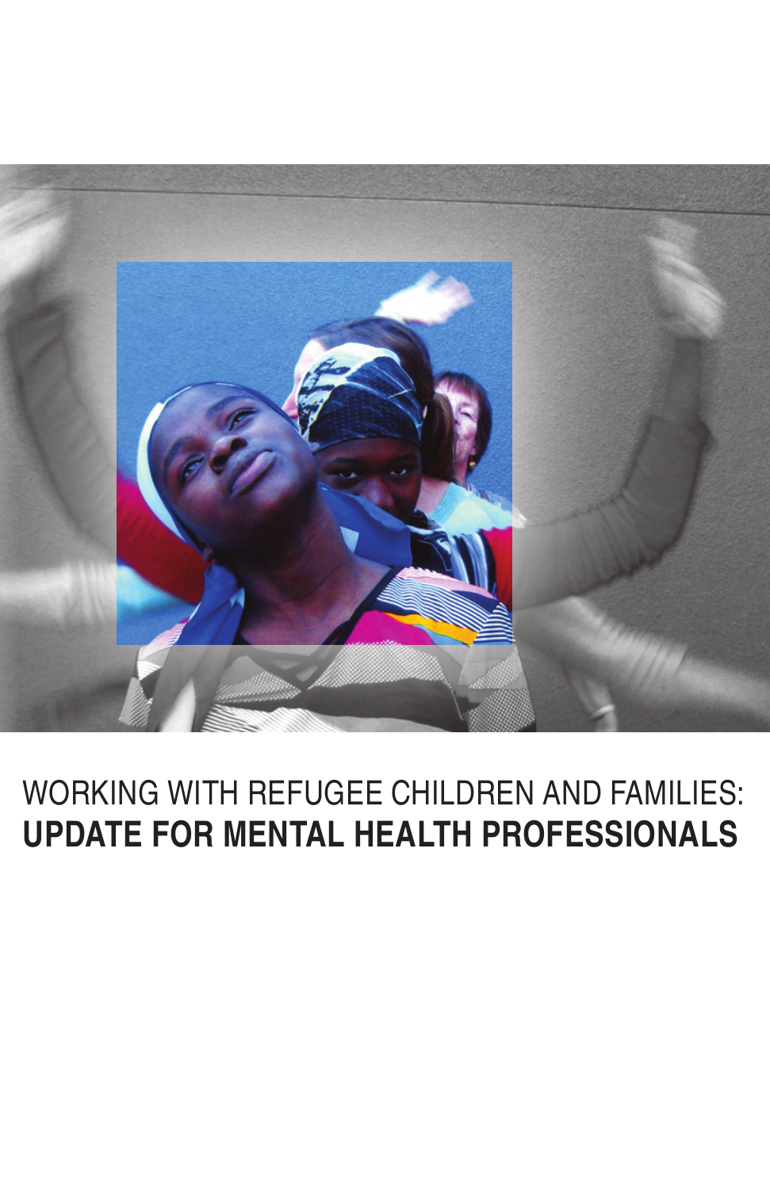WORKING WITH REFUGEE CHILDREN AND FAMILIES:

# UPDATE FOR MENTAL HEALTH PROFESSIONALS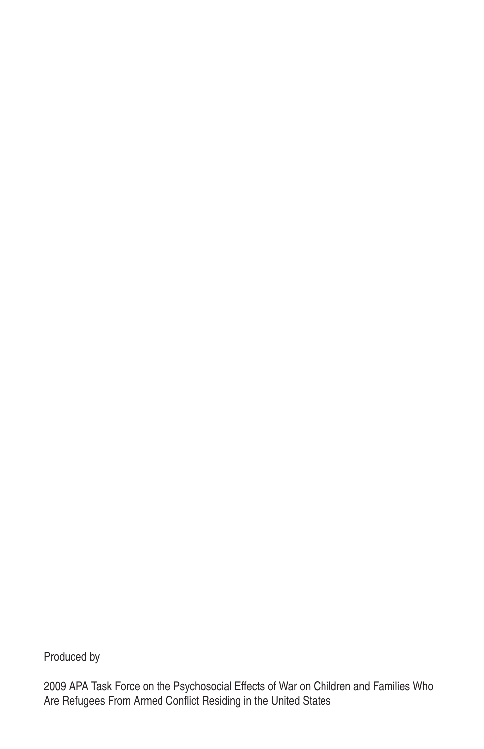Produced by

2009 APA Task Force on the Psychosocial Effects of War on Children and Families Who Are Refugees From Armed Conflict Residing in the United States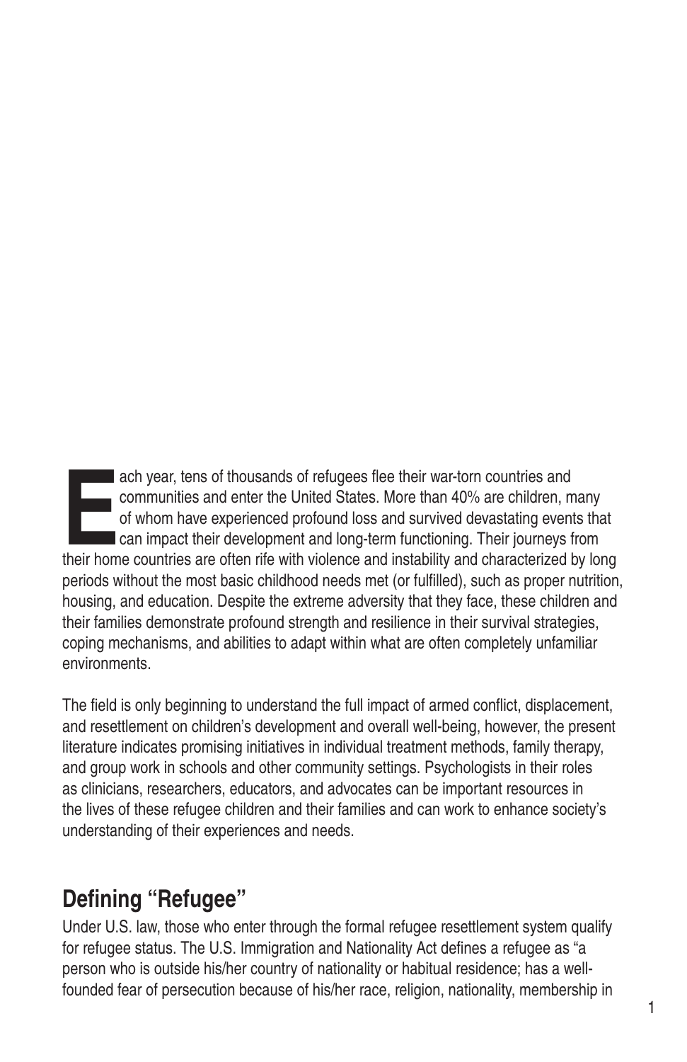Each year, tens of thousands of refugees flee their war-torn countries and communities and enter the United States. More than 40% are children, many of whom have experienced profound loss and survived devastating events that can impact their development and long-term functioning. Their journeys from their home countries are often rife with violence and instability and characterized by long periods without the most basic childhood needs met (or fulfilled), such as proper nutrition, housing, and education. Despite the extreme adversity that they face, these children and their families demonstrate profound strength and resilience in their survival strategies, coping mechanisms, and abilities to adapt within what are often completely unfamiliar environments.

The field is only beginning to understand the full impact of armed conflict, displacement, and resettlement on children's development and overall well-being, however, the present literature indicates promising initiatives in individual treatment methods, family therapy, and group work in schools and other community settings. Psychologists in their roles as clinicians, researchers, educators, and advocates can be important resources in the lives of these refugee children and their families and can work to enhance society's understanding of their experiences and needs.

## Defining "Refugee"

Under U.S. law, those who enter through the formal refugee resettlement system qualify for refugee status. The U.S. Immigration and Nationality Act defines a refugee as "a person who is outside his/her country of nationality or habitual residence; has a well-founded fear of persecution because of his/her race, religion, nationality, membership in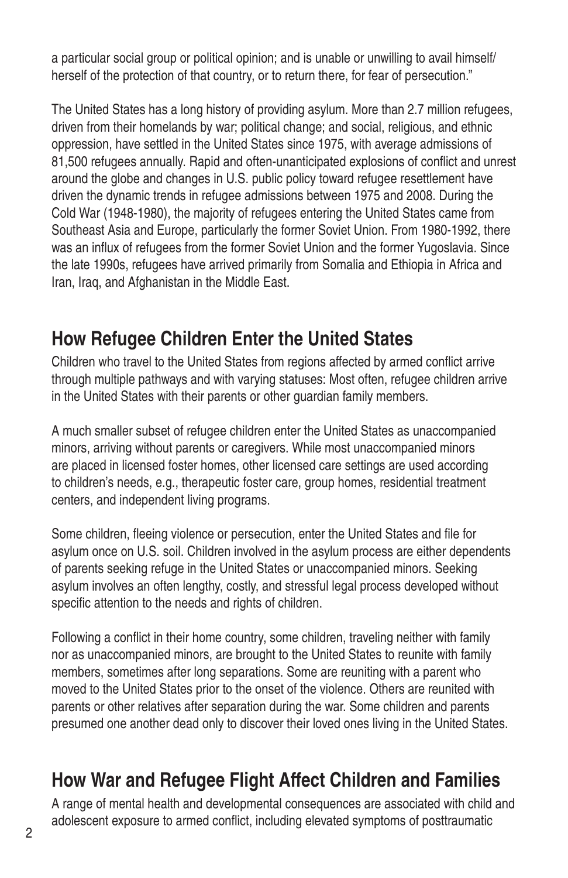a particular social group or political opinion; and is unable or unwilling to avail himself/herself of the protection of that country, or to return there, for fear of persecution."

The United States has a long history of providing asylum. More than 2.7 million refugees, driven from their homelands by war; political change; and social, religious, and ethnic oppression, have settled in the United States since 1975, with average admissions of 81,500 refugees annually. Rapid and often-unanticipated explosions of conflict and unrest around the globe and changes in U.S. public policy toward refugee resettlement have driven the dynamic trends in refugee admissions between 1975 and 2008. During the Cold War (1948-1980), the majority of refugees entering the United States came from Southeast Asia and Europe, particularly the former Soviet Union. From 1980-1992, there was an influx of refugees from the former Soviet Union and the former Yugoslavia. Since the late 1990s, refugees have arrived primarily from Somalia and Ethiopia in Africa and Iran, Iraq, and Afghanistan in the Middle East.

## How Refugee Children Enter the United States

Children who travel to the United States from regions affected by armed conflict arrive through multiple pathways and with varying statuses: Most often, refugee children arrive in the United States with their parents or other guardian family members.

A much smaller subset of refugee children enter the United States as unaccompanied minors, arriving without parents or caregivers. While most unaccompanied minors are placed in licensed foster homes, other licensed care settings are used according to children's needs, e.g., therapeutic foster care, group homes, residential treatment centers, and independent living programs.

Some children, fleeing violence or persecution, enter the United States and file for asylum once on U.S. soil. Children involved in the asylum process are either dependents of parents seeking refuge in the United States or unaccompanied minors. Seeking asylum involves an often lengthy, costly, and stressful legal process developed without specific attention to the needs and rights of children.

Following a conflict in their home country, some children, traveling neither with family nor as unaccompanied minors, are brought to the United States to reunite with family members, sometimes after long separations. Some are reuniting with a parent who moved to the United States prior to the onset of the violence. Others are reunited with parents or other relatives after separation during the war. Some children and parents presumed one another dead only to discover their loved ones living in the United States.

## How War and Refugee Flight Affect Children and Families

A range of mental health and developmental consequences are associated with child and adolescent exposure to armed conflict, including elevated symptoms of posttraumatic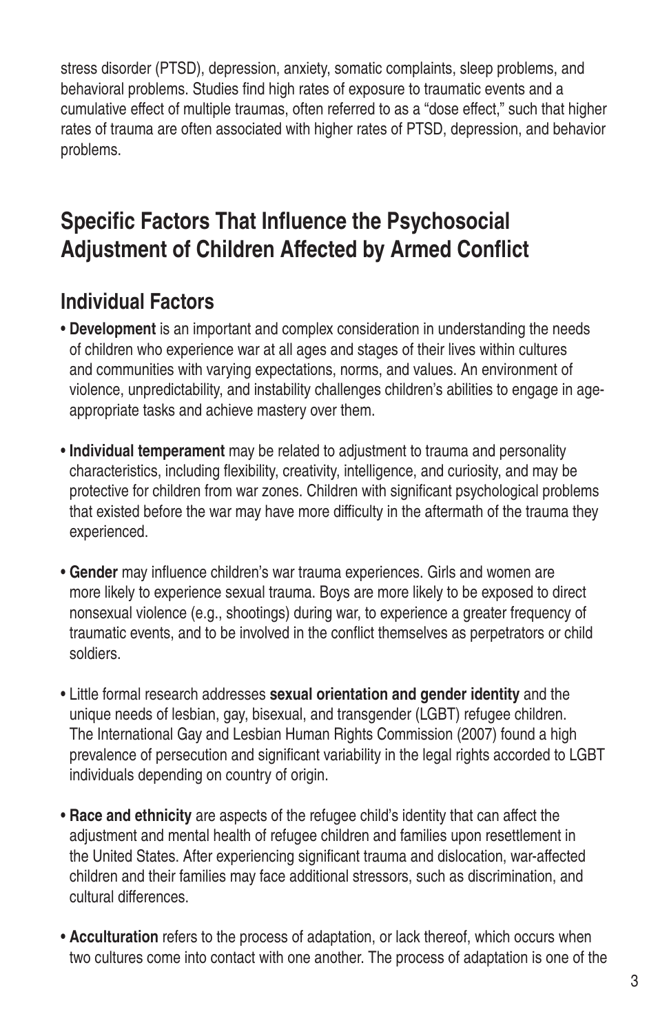stress disorder (PTSD), depression, anxiety, somatic complaints, sleep problems, and behavioral problems. Studies find high rates of exposure to traumatic events and a cumulative effect of multiple traumas, often referred to as a "dose effect," such that higher rates of trauma are often associated with higher rates of PTSD, depression, and behavior problems.

## Specific Factors That Influence the Psychosocial Adjustment of Children Affected by Armed Conflict

### Individual Factors

- **Development** is an important and complex consideration in understanding the needs of children who experience war at all ages and stages of their lives within cultures and communities with varying expectations, norms, and values. An environment of violence, unpredictability, and instability challenges children's abilities to engage in age-appropriate tasks and achieve mastery over them.

- **Individual temperament** may be related to adjustment to trauma and personality characteristics, including flexibility, creativity, intelligence, and curiosity, and may be protective for children from war zones. Children with significant psychological problems that existed before the war may have more difficulty in the aftermath of the trauma they experienced.

- **Gender** may influence children's war trauma experiences. Girls and women are more likely to experience sexual trauma. Boys are more likely to be exposed to direct nonsexual violence (e.g., shootings) during war, to experience a greater frequency of traumatic events, and to be involved in the conflict themselves as perpetrators or child soldiers.

- Little formal research addresses **sexual orientation and gender identity** and the unique needs of lesbian, gay, bisexual, and transgender (LGBT) refugee children. The International Gay and Lesbian Human Rights Commission (2007) found a high prevalence of persecution and significant variability in the legal rights accorded to LGBT individuals depending on country of origin.

- **Race and ethnicity** are aspects of the refugee child's identity that can affect the adjustment and mental health of refugee children and families upon resettlement in the United States. After experiencing significant trauma and dislocation, war-affected children and their families may face additional stressors, such as discrimination, and cultural differences.

- **Acculturation** refers to the process of adaptation, or lack thereof, which occurs when two cultures come into contact with one another. The process of adaptation is one of the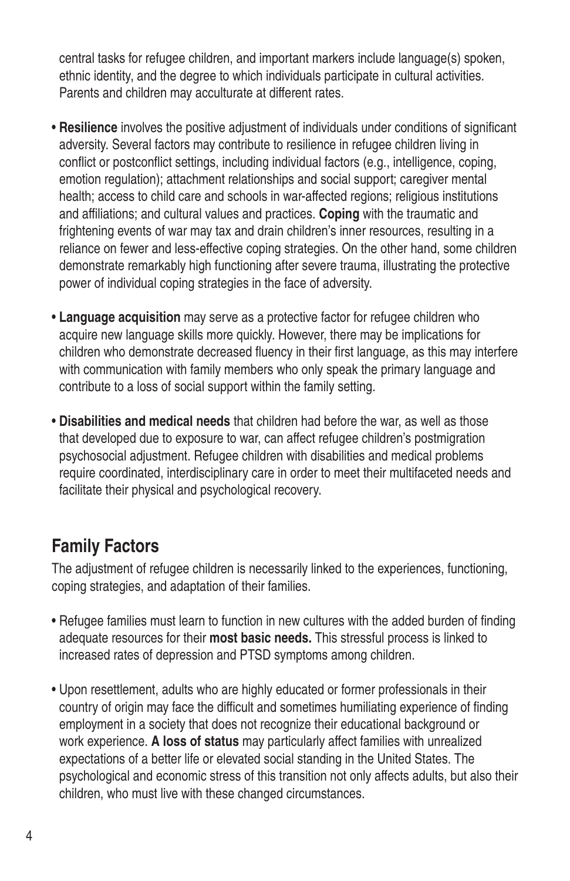central tasks for refugee children, and important markers include language(s) spoken, ethnic identity, and the degree to which individuals participate in cultural activities. Parents and children may acculturate at different rates.

- **Resilience** involves the positive adjustment of individuals under conditions of significant adversity. Several factors may contribute to resilience in refugee children living in conflict or postconflict settings, including individual factors (e.g., intelligence, coping, emotion regulation); attachment relationships and social support; caregiver mental health; access to child care and schools in war-affected regions; religious institutions and affiliations; and cultural values and practices. **Coping** with the traumatic and frightening events of war may tax and drain children's inner resources, resulting in a reliance on fewer and less-effective coping strategies. On the other hand, some children demonstrate remarkably high functioning after severe trauma, illustrating the protective power of individual coping strategies in the face of adversity.

- **Language acquisition** may serve as a protective factor for refugee children who acquire new language skills more quickly. However, there may be implications for children who demonstrate decreased fluency in their first language, as this may interfere with communication with family members who only speak the primary language and contribute to a loss of social support within the family setting.

- **Disabilities and medical needs** that children had before the war, as well as those that developed due to exposure to war, can affect refugee children's postmigration psychosocial adjustment. Refugee children with disabilities and medical problems require coordinated, interdisciplinary care in order to meet their multifaceted needs and facilitate their physical and psychological recovery.

## Family Factors

The adjustment of refugee children is necessarily linked to the experiences, functioning, coping strategies, and adaptation of their families.

- Refugee families must learn to function in new cultures with the added burden of finding adequate resources for their **most basic needs.** This stressful process is linked to increased rates of depression and PTSD symptoms among children.

- Upon resettlement, adults who are highly educated or former professionals in their country of origin may face the difficult and sometimes humiliating experience of finding employment in a society that does not recognize their educational background or work experience. **A loss of status** may particularly affect families with unrealized expectations of a better life or elevated social standing in the United States. The psychological and economic stress of this transition not only affects adults, but also their children, who must live with these changed circumstances.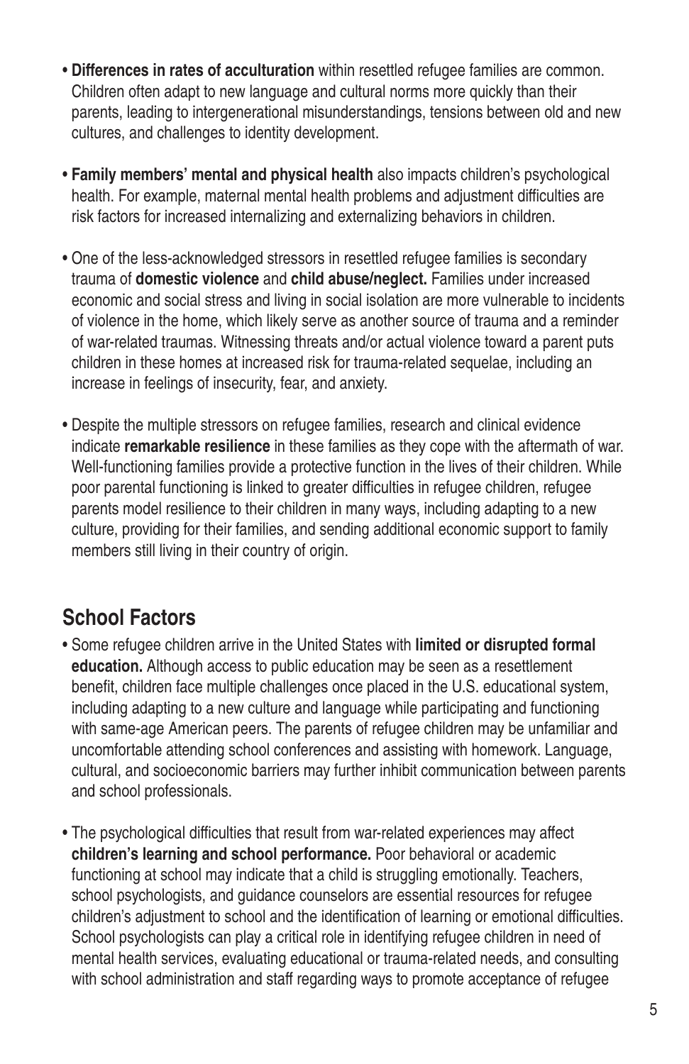- **Differences in rates of acculturation** within resettled refugee families are common. Children often adapt to new language and cultural norms more quickly than their parents, leading to intergenerational misunderstandings, tensions between old and new cultures, and challenges to identity development.

- **Family members' mental and physical health** also impacts children's psychological health. For example, maternal mental health problems and adjustment difficulties are risk factors for increased internalizing and externalizing behaviors in children.

- One of the less-acknowledged stressors in resettled refugee families is secondary trauma of **domestic violence** and **child abuse/neglect.** Families under increased economic and social stress and living in social isolation are more vulnerable to incidents of violence in the home, which likely serve as another source of trauma and a reminder of war-related traumas. Witnessing threats and/or actual violence toward a parent puts children in these homes at increased risk for trauma-related sequelae, including an increase in feelings of insecurity, fear, and anxiety.

- Despite the multiple stressors on refugee families, research and clinical evidence indicate **remarkable resilience** in these families as they cope with the aftermath of war. Well-functioning families provide a protective function in the lives of their children. While poor parental functioning is linked to greater difficulties in refugee children, refugee parents model resilience to their children in many ways, including adapting to a new culture, providing for their families, and sending additional economic support to family members still living in their country of origin.

## School Factors

- Some refugee children arrive in the United States with **limited or disrupted formal education.** Although access to public education may be seen as a resettlement benefit, children face multiple challenges once placed in the U.S. educational system, including adapting to a new culture and language while participating and functioning with same-age American peers. The parents of refugee children may be unfamiliar and uncomfortable attending school conferences and assisting with homework. Language, cultural, and socioeconomic barriers may further inhibit communication between parents and school professionals.

- The psychological difficulties that result from war-related experiences may affect **children's learning and school performance.** Poor behavioral or academic functioning at school may indicate that a child is struggling emotionally. Teachers, school psychologists, and guidance counselors are essential resources for refugee children's adjustment to school and the identification of learning or emotional difficulties. School psychologists can play a critical role in identifying refugee children in need of mental health services, evaluating educational or trauma-related needs, and consulting with school administration and staff regarding ways to promote acceptance of refugee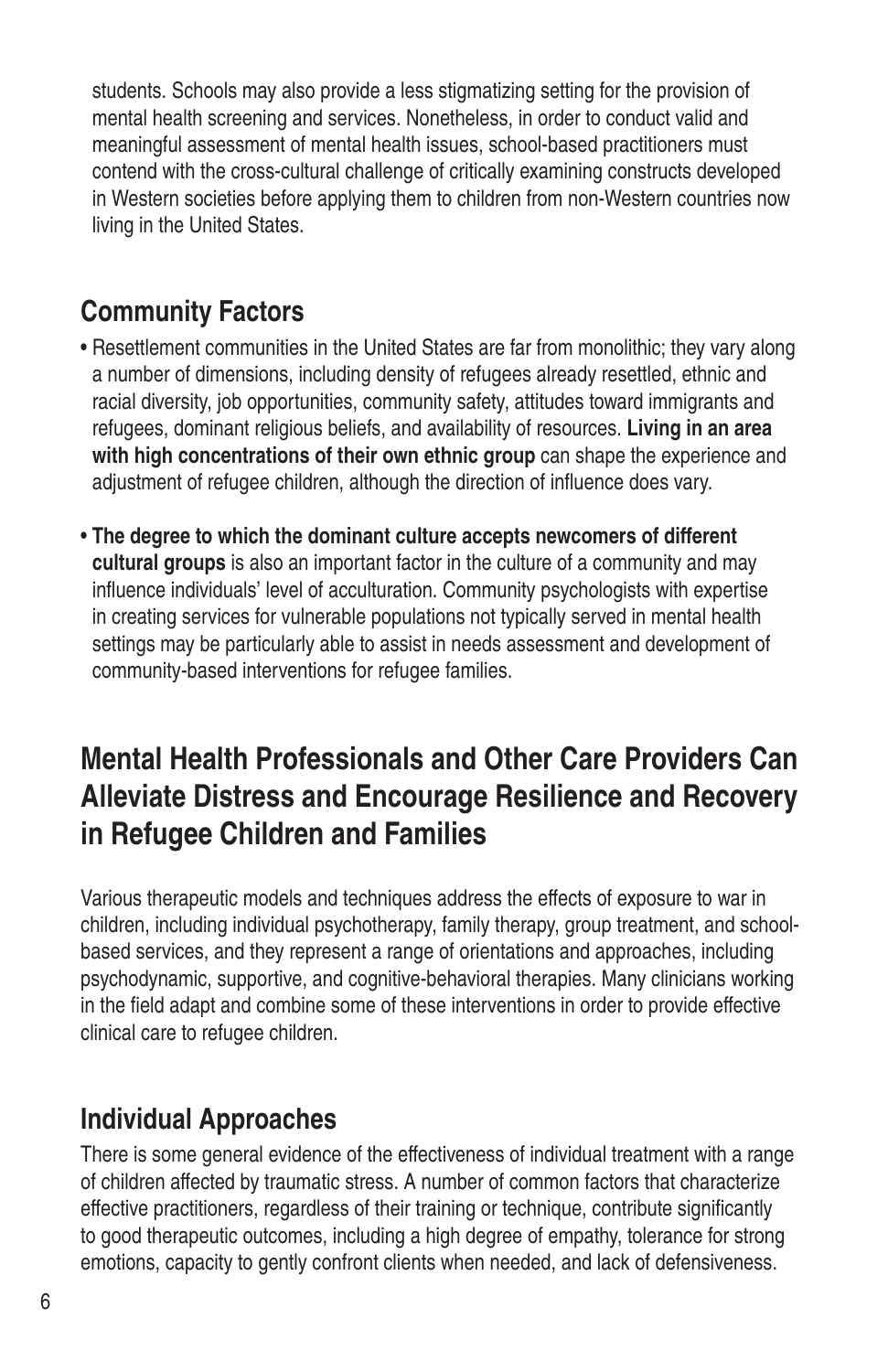students. Schools may also provide a less stigmatizing setting for the provision of mental health screening and services. Nonetheless, in order to conduct valid and meaningful assessment of mental health issues, school-based practitioners must contend with the cross-cultural challenge of critically examining constructs developed in Western societies before applying them to children from non-Western countries now living in the United States.

## Community Factors

- Resettlement communities in the United States are far from monolithic; they vary along a number of dimensions, including density of refugees already resettled, ethnic and racial diversity, job opportunities, community safety, attitudes toward immigrants and refugees, dominant religious beliefs, and availability of resources. **Living in an area with high concentrations of their own ethnic group** can shape the experience and adjustment of refugee children, although the direction of influence does vary.

- **The degree to which the dominant culture accepts newcomers of different cultural groups** is also an important factor in the culture of a community and may influence individuals' level of acculturation. Community psychologists with expertise in creating services for vulnerable populations not typically served in mental health settings may be particularly able to assist in needs assessment and development of community-based interventions for refugee families.

# Mental Health Professionals and Other Care Providers Can Alleviate Distress and Encourage Resilience and Recovery in Refugee Children and Families

Various therapeutic models and techniques address the effects of exposure to war in children, including individual psychotherapy, family therapy, group treatment, and school-based services, and they represent a range of orientations and approaches, including psychodynamic, supportive, and cognitive-behavioral therapies. Many clinicians working in the field adapt and combine some of these interventions in order to provide effective clinical care to refugee children.

## Individual Approaches

There is some general evidence of the effectiveness of individual treatment with a range of children affected by traumatic stress. A number of common factors that characterize effective practitioners, regardless of their training or technique, contribute significantly to good therapeutic outcomes, including a high degree of empathy, tolerance for strong emotions, capacity to gently confront clients when needed, and lack of defensiveness.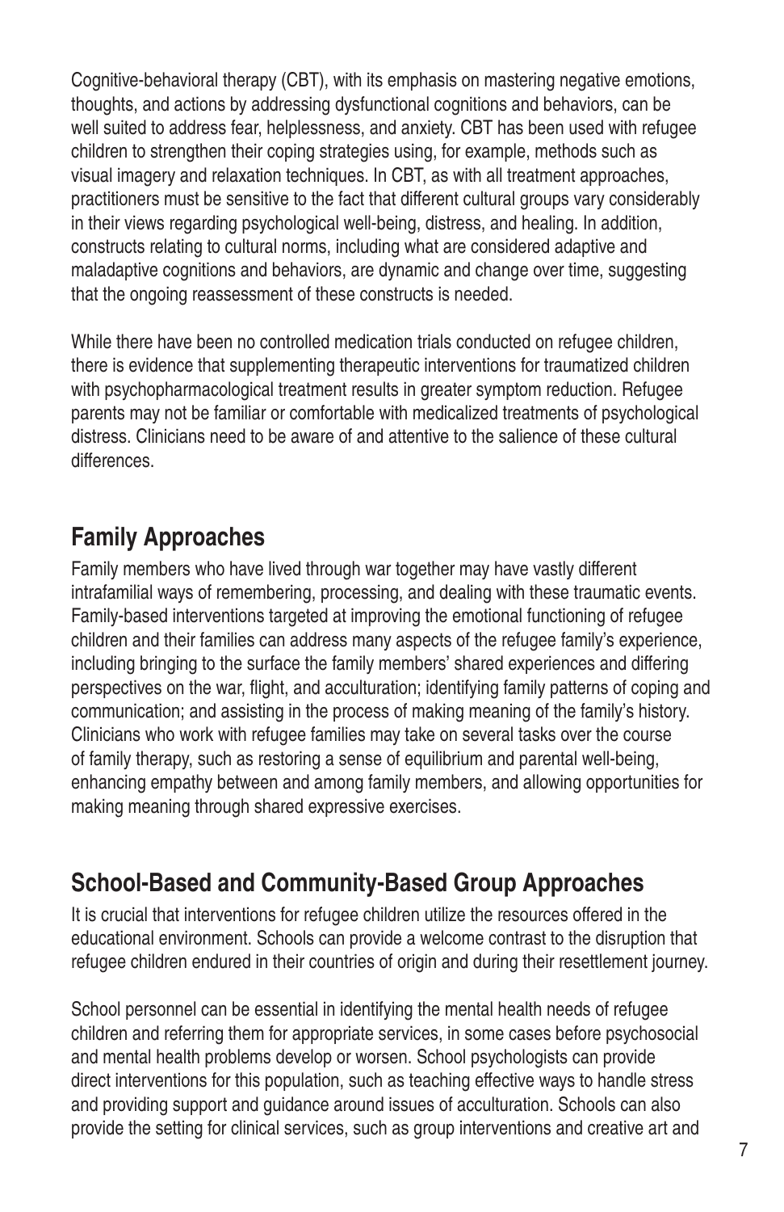Cognitive-behavioral therapy (CBT), with its emphasis on mastering negative emotions, thoughts, and actions by addressing dysfunctional cognitions and behaviors, can be well suited to address fear, helplessness, and anxiety. CBT has been used with refugee children to strengthen their coping strategies using, for example, methods such as visual imagery and relaxation techniques. In CBT, as with all treatment approaches, practitioners must be sensitive to the fact that different cultural groups vary considerably in their views regarding psychological well-being, distress, and healing. In addition, constructs relating to cultural norms, including what are considered adaptive and maladaptive cognitions and behaviors, are dynamic and change over time, suggesting that the ongoing reassessment of these constructs is needed.

While there have been no controlled medication trials conducted on refugee children, there is evidence that supplementing therapeutic interventions for traumatized children with psychopharmacological treatment results in greater symptom reduction. Refugee parents may not be familiar or comfortable with medicalized treatments of psychological distress. Clinicians need to be aware of and attentive to the salience of these cultural differences.

## Family Approaches

Family members who have lived through war together may have vastly different intrafamilial ways of remembering, processing, and dealing with these traumatic events. Family-based interventions targeted at improving the emotional functioning of refugee children and their families can address many aspects of the refugee family's experience, including bringing to the surface the family members' shared experiences and differing perspectives on the war, flight, and acculturation; identifying family patterns of coping and communication; and assisting in the process of making meaning of the family's history. Clinicians who work with refugee families may take on several tasks over the course of family therapy, such as restoring a sense of equilibrium and parental well-being, enhancing empathy between and among family members, and allowing opportunities for making meaning through shared expressive exercises.

## School-Based and Community-Based Group Approaches

It is crucial that interventions for refugee children utilize the resources offered in the educational environment. Schools can provide a welcome contrast to the disruption that refugee children endured in their countries of origin and during their resettlement journey.

School personnel can be essential in identifying the mental health needs of refugee children and referring them for appropriate services, in some cases before psychosocial and mental health problems develop or worsen. School psychologists can provide direct interventions for this population, such as teaching effective ways to handle stress and providing support and guidance around issues of acculturation. Schools can also provide the setting for clinical services, such as group interventions and creative art and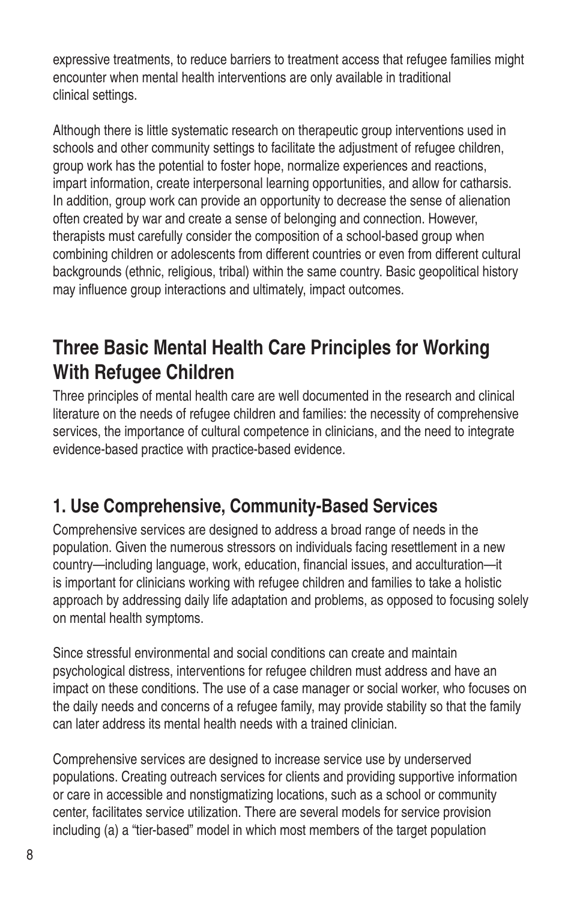expressive treatments, to reduce barriers to treatment access that refugee families might encounter when mental health interventions are only available in traditional clinical settings.

Although there is little systematic research on therapeutic group interventions used in schools and other community settings to facilitate the adjustment of refugee children, group work has the potential to foster hope, normalize experiences and reactions, impart information, create interpersonal learning opportunities, and allow for catharsis. In addition, group work can provide an opportunity to decrease the sense of alienation often created by war and create a sense of belonging and connection. However, therapists must carefully consider the composition of a school-based group when combining children or adolescents from different countries or even from different cultural backgrounds (ethnic, religious, tribal) within the same country. Basic geopolitical history may influence group interactions and ultimately, impact outcomes.

## Three Basic Mental Health Care Principles for Working With Refugee Children

Three principles of mental health care are well documented in the research and clinical literature on the needs of refugee children and families: the necessity of comprehensive services, the importance of cultural competence in clinicians, and the need to integrate evidence-based practice with practice-based evidence.

### 1. Use Comprehensive, Community-Based Services

Comprehensive services are designed to address a broad range of needs in the population. Given the numerous stressors on individuals facing resettlement in a new country—including language, work, education, financial issues, and acculturation—it is important for clinicians working with refugee children and families to take a holistic approach by addressing daily life adaptation and problems, as opposed to focusing solely on mental health symptoms.

Since stressful environmental and social conditions can create and maintain psychological distress, interventions for refugee children must address and have an impact on these conditions. The use of a case manager or social worker, who focuses on the daily needs and concerns of a refugee family, may provide stability so that the family can later address its mental health needs with a trained clinician.

Comprehensive services are designed to increase service use by underserved populations. Creating outreach services for clients and providing supportive information or care in accessible and nonstigmatizing locations, such as a school or community center, facilitates service utilization. There are several models for service provision including (a) a "tier-based" model in which most members of the target population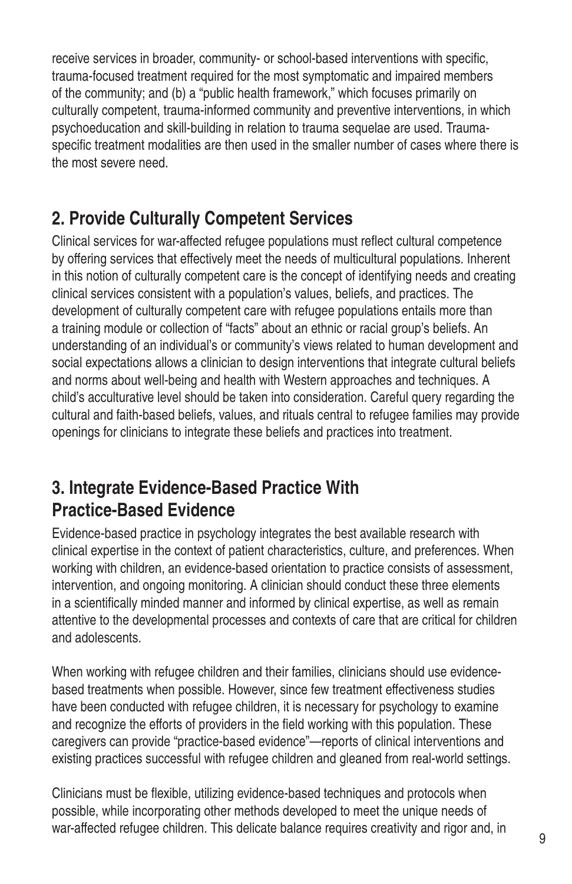receive services in broader, community- or school-based interventions with specific, trauma-focused treatment required for the most symptomatic and impaired members of the community; and (b) a "public health framework," which focuses primarily on culturally competent, trauma-informed community and preventive interventions, in which psychoeducation and skill-building in relation to trauma sequelae are used. Trauma-specific treatment modalities are then used in the smaller number of cases where there is the most severe need.

## 2. Provide Culturally Competent Services

Clinical services for war-affected refugee populations must reflect cultural competence by offering services that effectively meet the needs of multicultural populations. Inherent in this notion of culturally competent care is the concept of identifying needs and creating clinical services consistent with a population's values, beliefs, and practices. The development of culturally competent care with refugee populations entails more than a training module or collection of "facts" about an ethnic or racial group's beliefs. An understanding of an individual's or community's views related to human development and social expectations allows a clinician to design interventions that integrate cultural beliefs and norms about well-being and health with Western approaches and techniques. A child's acculturative level should be taken into consideration. Careful query regarding the cultural and faith-based beliefs, values, and rituals central to refugee families may provide openings for clinicians to integrate these beliefs and practices into treatment.

## 3. Integrate Evidence-Based Practice With Practice-Based Evidence

Evidence-based practice in psychology integrates the best available research with clinical expertise in the context of patient characteristics, culture, and preferences. When working with children, an evidence-based orientation to practice consists of assessment, intervention, and ongoing monitoring. A clinician should conduct these three elements in a scientifically minded manner and informed by clinical expertise, as well as remain attentive to the developmental processes and contexts of care that are critical for children and adolescents.

When working with refugee children and their families, clinicians should use evidence-based treatments when possible. However, since few treatment effectiveness studies have been conducted with refugee children, it is necessary for psychology to examine and recognize the efforts of providers in the field working with this population. These caregivers can provide "practice-based evidence"—reports of clinical interventions and existing practices successful with refugee children and gleaned from real-world settings.

Clinicians must be flexible, utilizing evidence-based techniques and protocols when possible, while incorporating other methods developed to meet the unique needs of war-affected refugee children. This delicate balance requires creativity and rigor and, in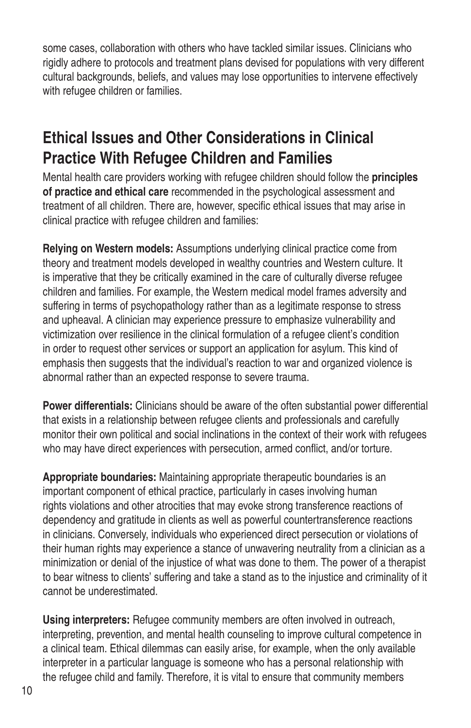some cases, collaboration with others who have tackled similar issues. Clinicians who rigidly adhere to protocols and treatment plans devised for populations with very different cultural backgrounds, beliefs, and values may lose opportunities to intervene effectively with refugee children or families.

## Ethical Issues and Other Considerations in Clinical Practice With Refugee Children and Families

Mental health care providers working with refugee children should follow the **principles of practice and ethical care** recommended in the psychological assessment and treatment of all children. There are, however, specific ethical issues that may arise in clinical practice with refugee children and families:

**Relying on Western models:** Assumptions underlying clinical practice come from theory and treatment models developed in wealthy countries and Western culture. It is imperative that they be critically examined in the care of culturally diverse refugee children and families. For example, the Western medical model frames adversity and suffering in terms of psychopathology rather than as a legitimate response to stress and upheaval. A clinician may experience pressure to emphasize vulnerability and victimization over resilience in the clinical formulation of a refugee client's condition in order to request other services or support an application for asylum. This kind of emphasis then suggests that the individual's reaction to war and organized violence is abnormal rather than an expected response to severe trauma.

**Power differentials:** Clinicians should be aware of the often substantial power differential that exists in a relationship between refugee clients and professionals and carefully monitor their own political and social inclinations in the context of their work with refugees who may have direct experiences with persecution, armed conflict, and/or torture.

**Appropriate boundaries:** Maintaining appropriate therapeutic boundaries is an important component of ethical practice, particularly in cases involving human rights violations and other atrocities that may evoke strong transference reactions of dependency and gratitude in clients as well as powerful countertransference reactions in clinicians. Conversely, individuals who experienced direct persecution or violations of their human rights may experience a stance of unwavering neutrality from a clinician as a minimization or denial of the injustice of what was done to them. The power of a therapist to bear witness to clients' suffering and take a stand as to the injustice and criminality of it cannot be underestimated.

**Using interpreters:** Refugee community members are often involved in outreach, interpreting, prevention, and mental health counseling to improve cultural competence in a clinical team. Ethical dilemmas can easily arise, for example, when the only available interpreter in a particular language is someone who has a personal relationship with the refugee child and family. Therefore, it is vital to ensure that community members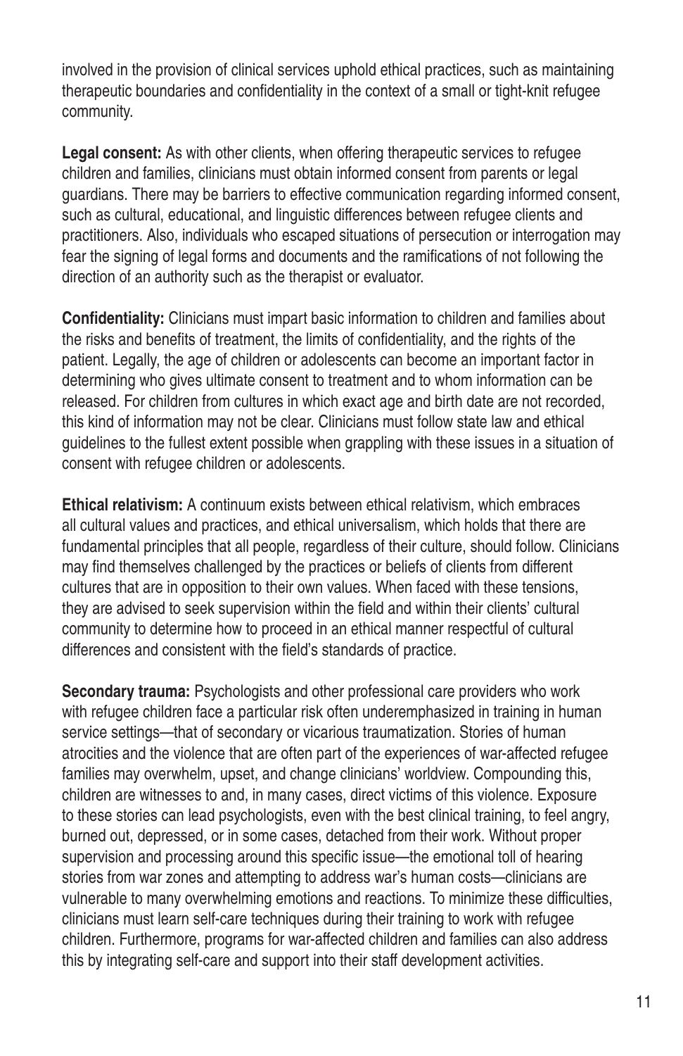involved in the provision of clinical services uphold ethical practices, such as maintaining therapeutic boundaries and confidentiality in the context of a small or tight-knit refugee community.

**Legal consent:** As with other clients, when offering therapeutic services to refugee children and families, clinicians must obtain informed consent from parents or legal guardians. There may be barriers to effective communication regarding informed consent, such as cultural, educational, and linguistic differences between refugee clients and practitioners. Also, individuals who escaped situations of persecution or interrogation may fear the signing of legal forms and documents and the ramifications of not following the direction of an authority such as the therapist or evaluator.

**Confidentiality:** Clinicians must impart basic information to children and families about the risks and benefits of treatment, the limits of confidentiality, and the rights of the patient. Legally, the age of children or adolescents can become an important factor in determining who gives ultimate consent to treatment and to whom information can be released. For children from cultures in which exact age and birth date are not recorded, this kind of information may not be clear. Clinicians must follow state law and ethical guidelines to the fullest extent possible when grappling with these issues in a situation of consent with refugee children or adolescents.

**Ethical relativism:** A continuum exists between ethical relativism, which embraces all cultural values and practices, and ethical universalism, which holds that there are fundamental principles that all people, regardless of their culture, should follow. Clinicians may find themselves challenged by the practices or beliefs of clients from different cultures that are in opposition to their own values. When faced with these tensions, they are advised to seek supervision within the field and within their clients' cultural community to determine how to proceed in an ethical manner respectful of cultural differences and consistent with the field's standards of practice.

**Secondary trauma:** Psychologists and other professional care providers who work with refugee children face a particular risk often underemphasized in training in human service settings—that of secondary or vicarious traumatization. Stories of human atrocities and the violence that are often part of the experiences of war-affected refugee families may overwhelm, upset, and change clinicians' worldview. Compounding this, children are witnesses to and, in many cases, direct victims of this violence. Exposure to these stories can lead psychologists, even with the best clinical training, to feel angry, burned out, depressed, or in some cases, detached from their work. Without proper supervision and processing around this specific issue—the emotional toll of hearing stories from war zones and attempting to address war's human costs—clinicians are vulnerable to many overwhelming emotions and reactions. To minimize these difficulties, clinicians must learn self-care techniques during their training to work with refugee children. Furthermore, programs for war-affected children and families can also address this by integrating self-care and support into their staff development activities.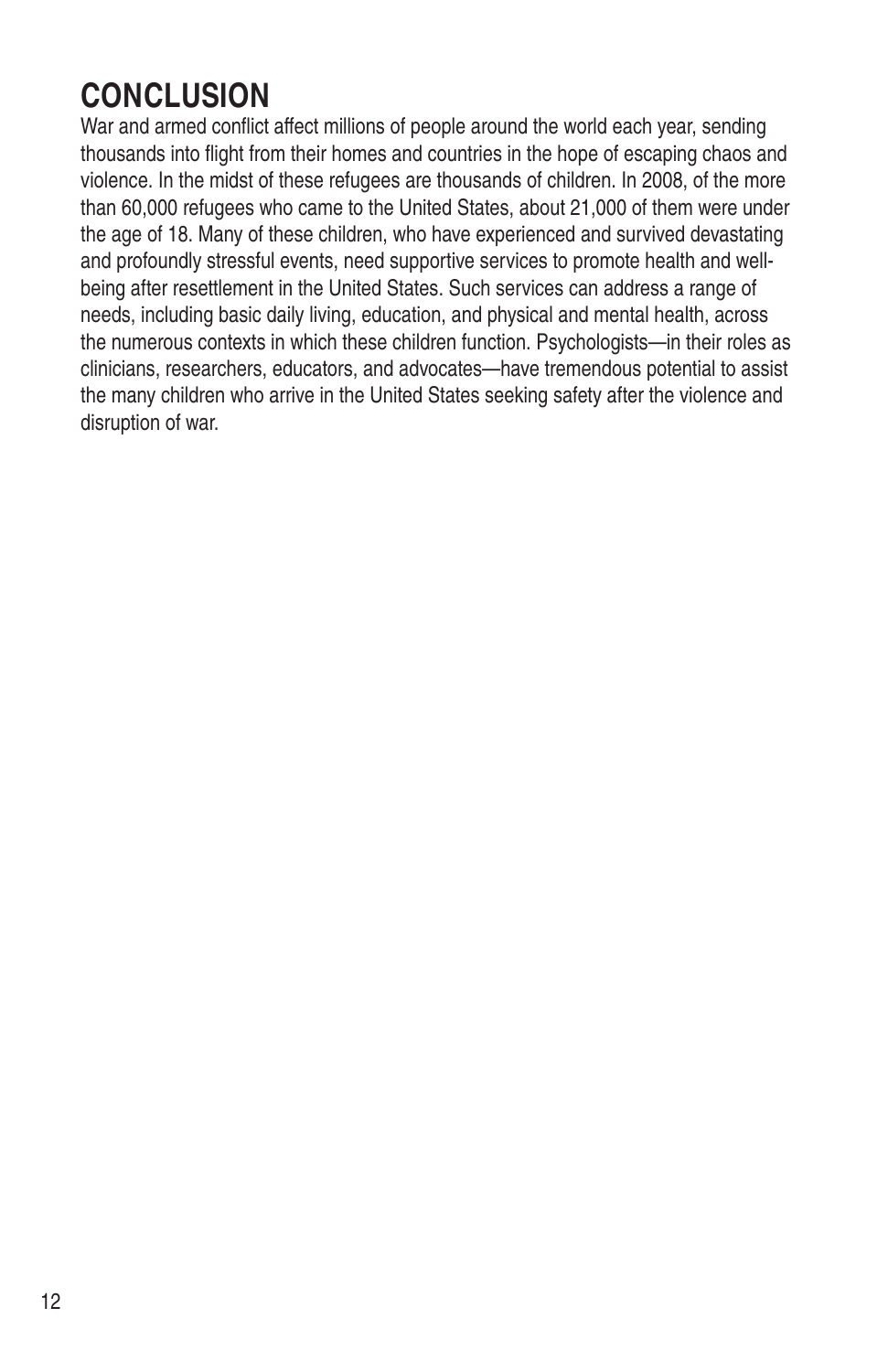## CONCLUSION

War and armed conflict affect millions of people around the world each year, sending thousands into flight from their homes and countries in the hope of escaping chaos and violence. In the midst of these refugees are thousands of children. In 2008, of the more than 60,000 refugees who came to the United States, about 21,000 of them were under the age of 18. Many of these children, who have experienced and survived devastating and profoundly stressful events, need supportive services to promote health and well-being after resettlement in the United States. Such services can address a range of needs, including basic daily living, education, and physical and mental health, across the numerous contexts in which these children function. Psychologists—in their roles as clinicians, researchers, educators, and advocates—have tremendous potential to assist the many children who arrive in the United States seeking safety after the violence and disruption of war.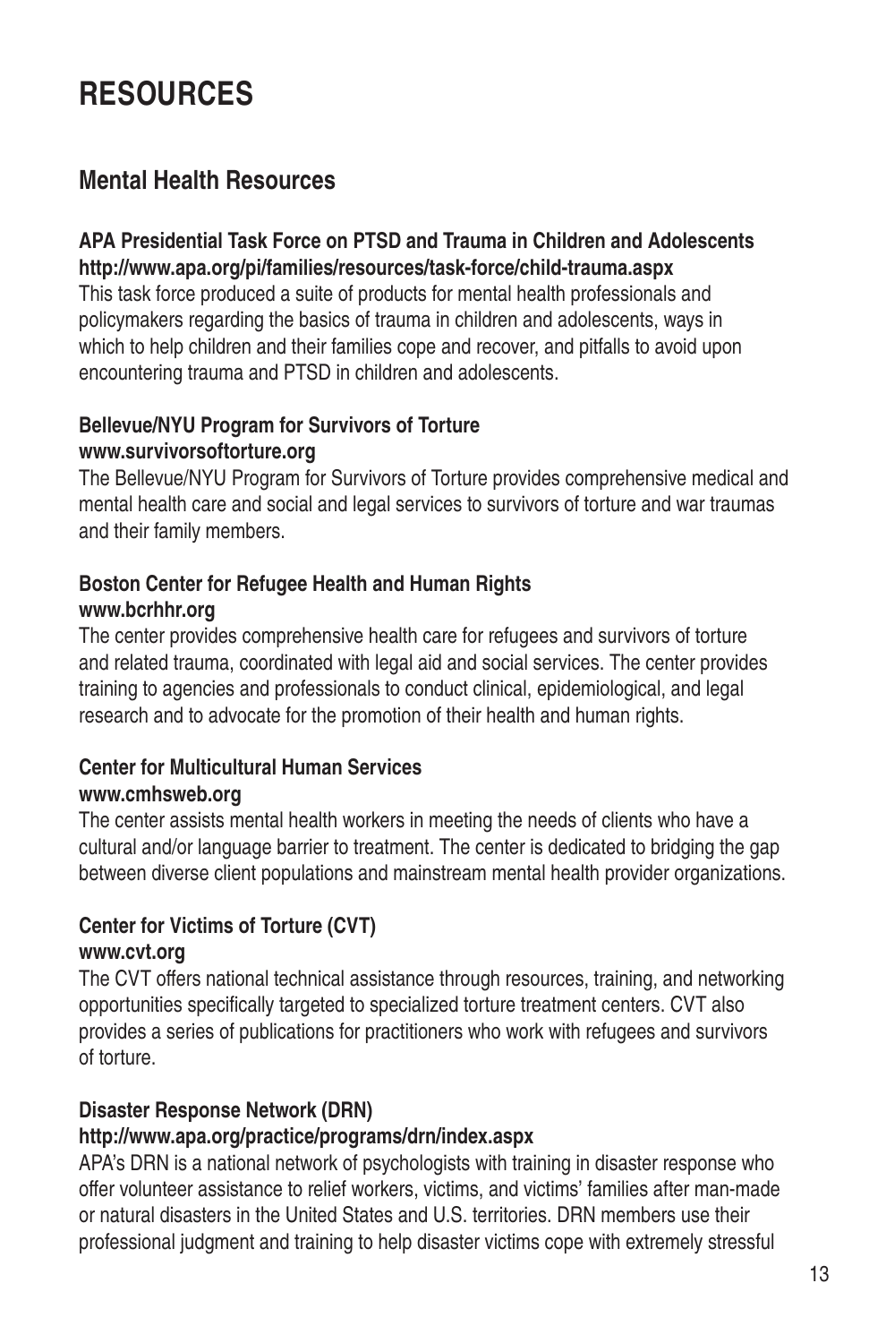# RESOURCES

## Mental Health Resources

**APA Presidential Task Force on PTSD and Trauma in Children and Adolescents**
**http://www.apa.org/pi/families/resources/task-force/child-trauma.aspx**
This task force produced a suite of products for mental health professionals and policymakers regarding the basics of trauma in children and adolescents, ways in which to help children and their families cope and recover, and pitfalls to avoid upon encountering trauma and PTSD in children and adolescents.

**Bellevue/NYU Program for Survivors of Torture**
**www.survivorsoftorture.org**
The Bellevue/NYU Program for Survivors of Torture provides comprehensive medical and mental health care and social and legal services to survivors of torture and war traumas and their family members.

**Boston Center for Refugee Health and Human Rights**
**www.bcrhhr.org**
The center provides comprehensive health care for refugees and survivors of torture and related trauma, coordinated with legal aid and social services. The center provides training to agencies and professionals to conduct clinical, epidemiological, and legal research and to advocate for the promotion of their health and human rights.

**Center for Multicultural Human Services**
**www.cmhsweb.org**
The center assists mental health workers in meeting the needs of clients who have a cultural and/or language barrier to treatment. The center is dedicated to bridging the gap between diverse client populations and mainstream mental health provider organizations.

**Center for Victims of Torture (CVT)**
**www.cvt.org**
The CVT offers national technical assistance through resources, training, and networking opportunities specifically targeted to specialized torture treatment centers. CVT also provides a series of publications for practitioners who work with refugees and survivors of torture.

**Disaster Response Network (DRN)**
**http://www.apa.org/practice/programs/drn/index.aspx**
APA's DRN is a national network of psychologists with training in disaster response who offer volunteer assistance to relief workers, victims, and victims' families after man-made or natural disasters in the United States and U.S. territories. DRN members use their professional judgment and training to help disaster victims cope with extremely stressful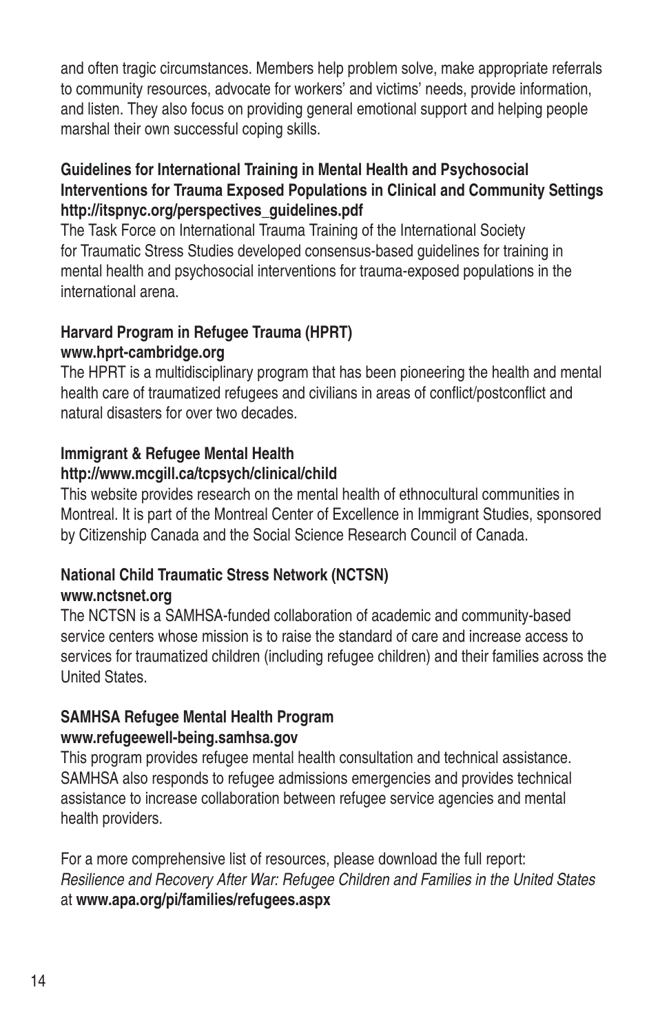and often tragic circumstances. Members help problem solve, make appropriate referrals to community resources, advocate for workers' and victims' needs, provide information, and listen. They also focus on providing general emotional support and helping people marshal their own successful coping skills.

**Guidelines for International Training in Mental Health and Psychosocial Interventions for Trauma Exposed Populations in Clinical and Community Settings**
**http://itspnyc.org/perspectives_guidelines.pdf**
The Task Force on International Trauma Training of the International Society for Traumatic Stress Studies developed consensus-based guidelines for training in mental health and psychosocial interventions for trauma-exposed populations in the international arena.

**Harvard Program in Refugee Trauma (HPRT)**
**www.hprt-cambridge.org**
The HPRT is a multidisciplinary program that has been pioneering the health and mental health care of traumatized refugees and civilians in areas of conflict/postconflict and natural disasters for over two decades.

**Immigrant & Refugee Mental Health**
**http://www.mcgill.ca/tcpsych/clinical/child**
This website provides research on the mental health of ethnocultural communities in Montreal. It is part of the Montreal Center of Excellence in Immigrant Studies, sponsored by Citizenship Canada and the Social Science Research Council of Canada.

**National Child Traumatic Stress Network (NCTSN)**
**www.nctsnet.org**
The NCTSN is a SAMHSA-funded collaboration of academic and community-based service centers whose mission is to raise the standard of care and increase access to services for traumatized children (including refugee children) and their families across the United States.

**SAMHSA Refugee Mental Health Program**
**www.refugeewell-being.samhsa.gov**
This program provides refugee mental health consultation and technical assistance. SAMHSA also responds to refugee admissions emergencies and provides technical assistance to increase collaboration between refugee service agencies and mental health providers.

For a more comprehensive list of resources, please download the full report: *Resilience and Recovery After War: Refugee Children and Families in the United States* at **www.apa.org/pi/families/refugees.aspx**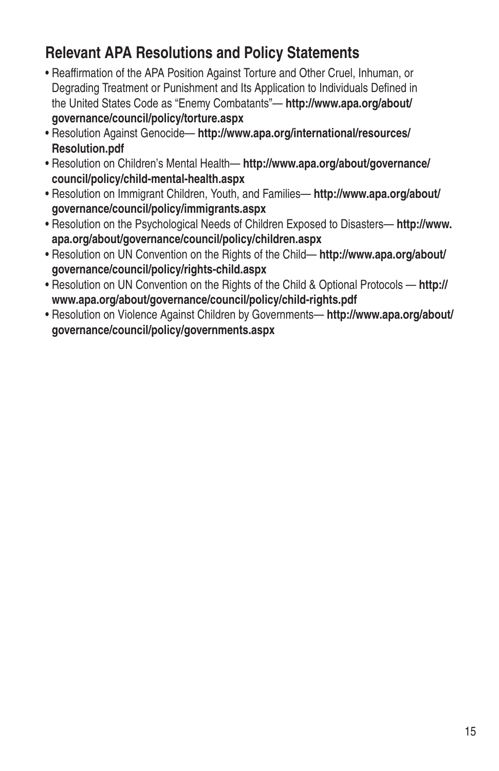## Relevant APA Resolutions and Policy Statements

- Reaffirmation of the APA Position Against Torture and Other Cruel, Inhuman, or Degrading Treatment or Punishment and Its Application to Individuals Defined in the United States Code as "Enemy Combatants"— **http://www.apa.org/about/governance/council/policy/torture.aspx**
- Resolution Against Genocide— **http://www.apa.org/international/resources/Resolution.pdf**
- Resolution on Children's Mental Health— **http://www.apa.org/about/governance/council/policy/child-mental-health.aspx**
- Resolution on Immigrant Children, Youth, and Families— **http://www.apa.org/about/governance/council/policy/immigrants.aspx**
- Resolution on the Psychological Needs of Children Exposed to Disasters— **http://www.apa.org/about/governance/council/policy/children.aspx**
- Resolution on UN Convention on the Rights of the Child— **http://www.apa.org/about/governance/council/policy/rights-child.aspx**
- Resolution on UN Convention on the Rights of the Child & Optional Protocols — **http://www.apa.org/about/governance/council/policy/child-rights.pdf**
- Resolution on Violence Against Children by Governments— **http://www.apa.org/about/governance/council/policy/governments.aspx**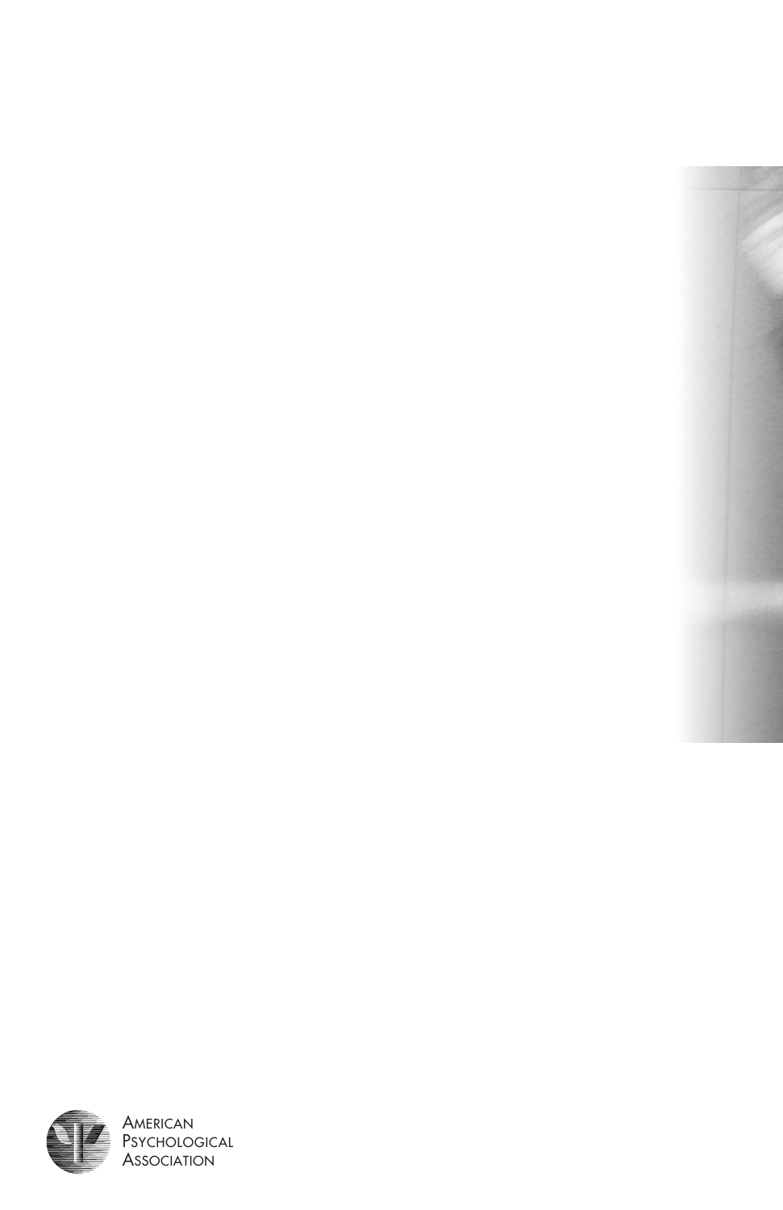American
Psychological
Association